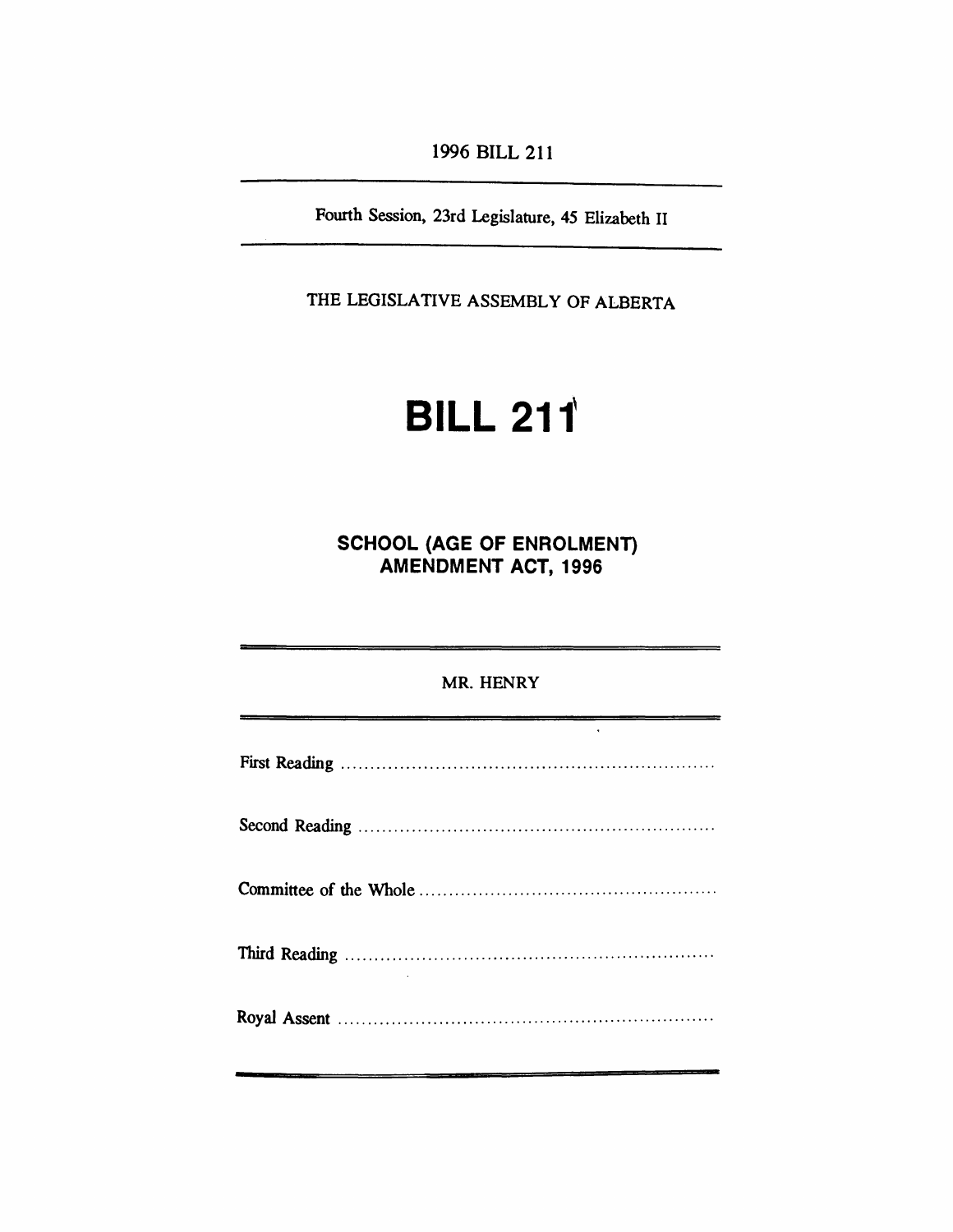1996 BILL 211

Fourth Session, 23rd Legislature, 45 Elizabeth II

THE LEGISLATIVE ASSEMBLY OF ALBERTA

# BILL 211

## SCHOOL (AGE OF ENROLMENT) AMENDMENT ACT, 1996

MR. HENRY

First Reading .............................................................

Second Reading .............................................................

Committee of the Whole .............................................................

Third Reading .............................................................

Royal Assent .............................................................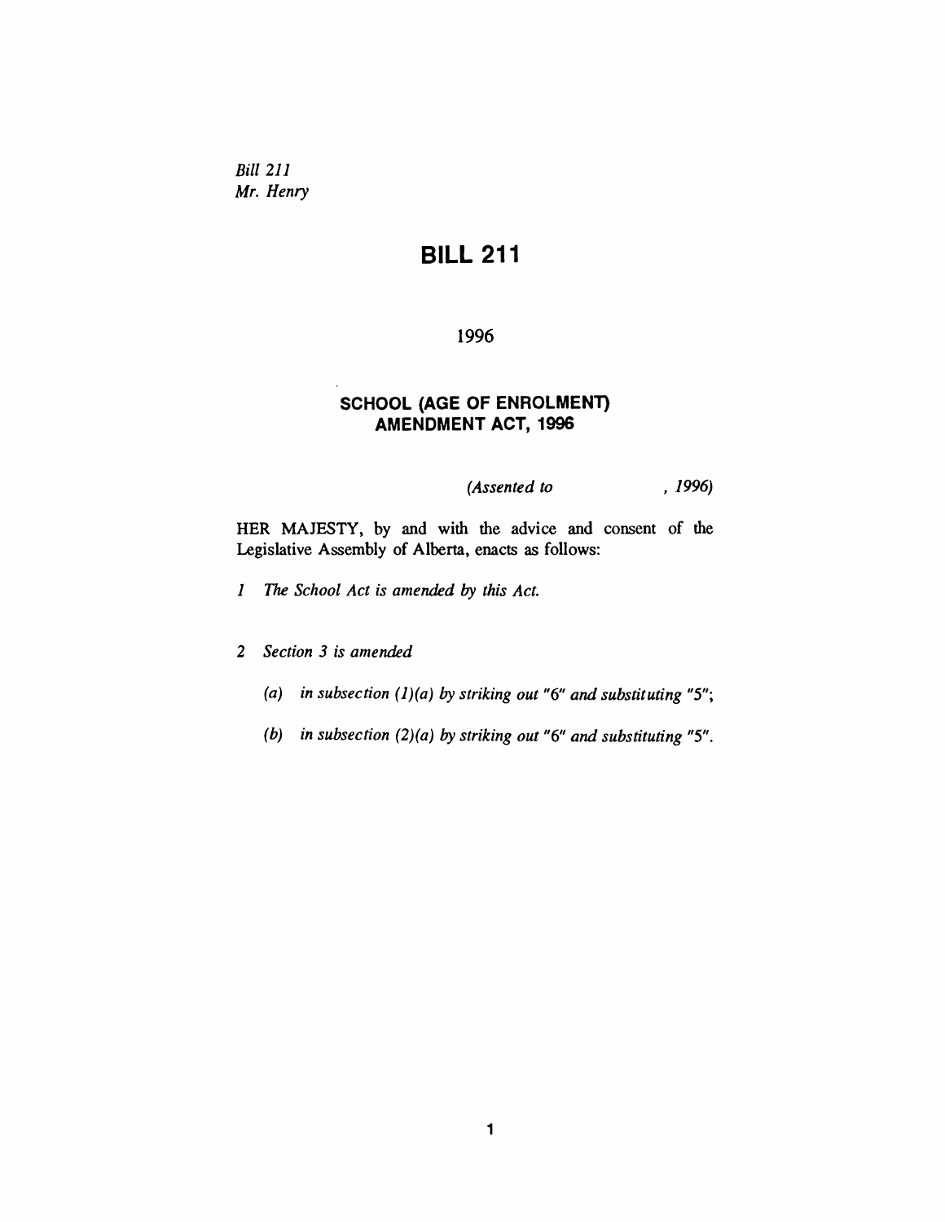*Bill 211*
*Mr. Henry*

# BILL 211

1996

## SCHOOL (AGE OF ENROLMENT) AMENDMENT ACT, 1996

*(Assented to , 1996)*

HER MAJESTY, by and with the advice and consent of the Legislative Assembly of Alberta, enacts as follows:

*1 The School Act is amended by this Act.*

*2 Section 3 is amended*

*(a) in subsection (1)(a) by striking out "6" and substituting "5";*

*(b) in subsection (2)(a) by striking out "6" and substituting "5".*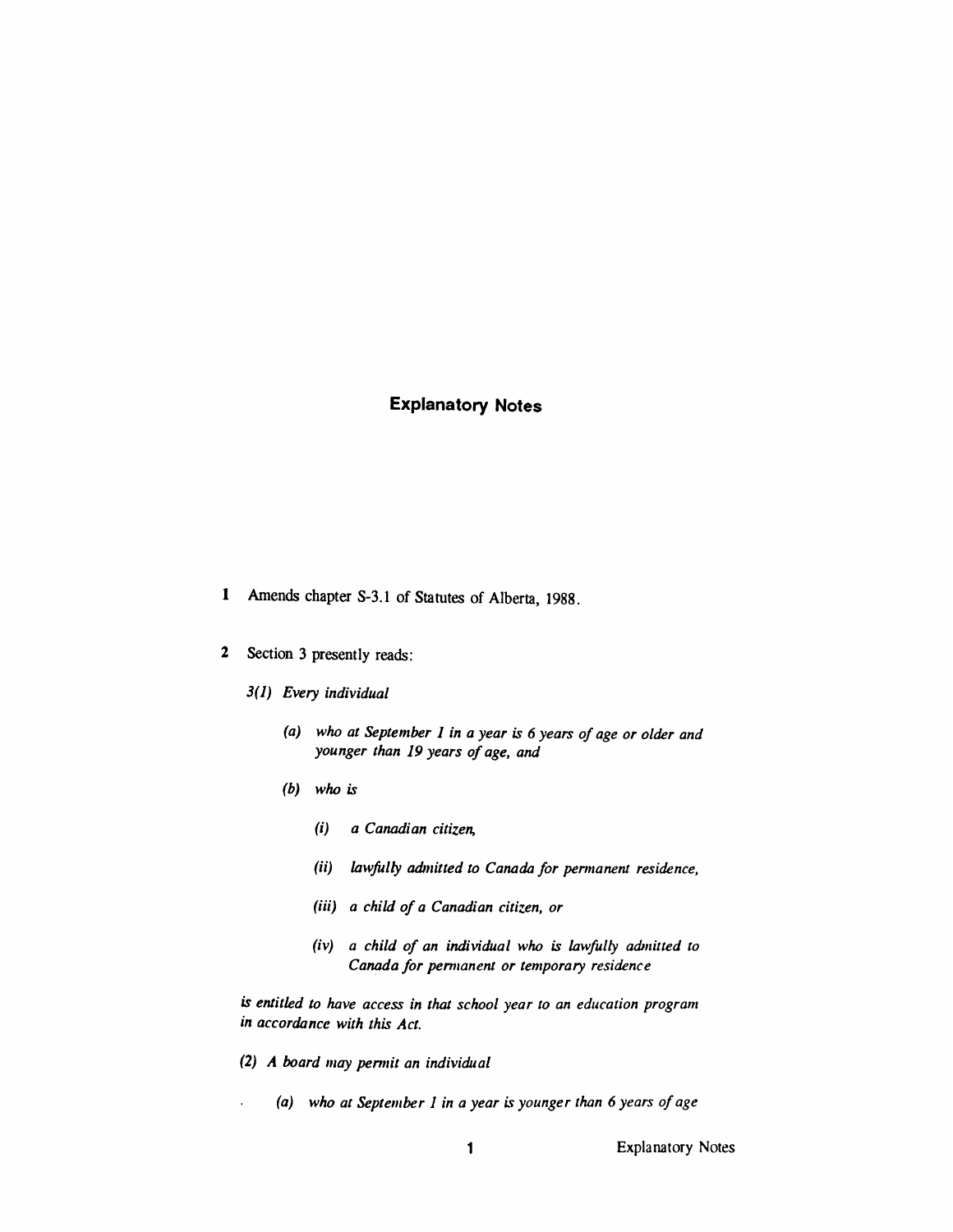## Explanatory Notes

**1** Amends chapter S-3.1 of Statutes of Alberta, 1988.

**2** Section 3 presently reads:

*3(1) Every individual*

*(a) who at September 1 in a year is 6 years of age or older and younger than 19 years of age, and*

*(b) who is*

*(i) a Canadian citizen,*

*(ii) lawfully admitted to Canada for permanent residence,*

*(iii) a child of a Canadian citizen, or*

*(iv) a child of an individual who is lawfully admitted to Canada for permanent or temporary residence*

*is entitled to have access in that school year to an education program in accordance with this Act.*

*(2) A board may permit an individual*

*(a) who at September 1 in a year is younger than 6 years of age*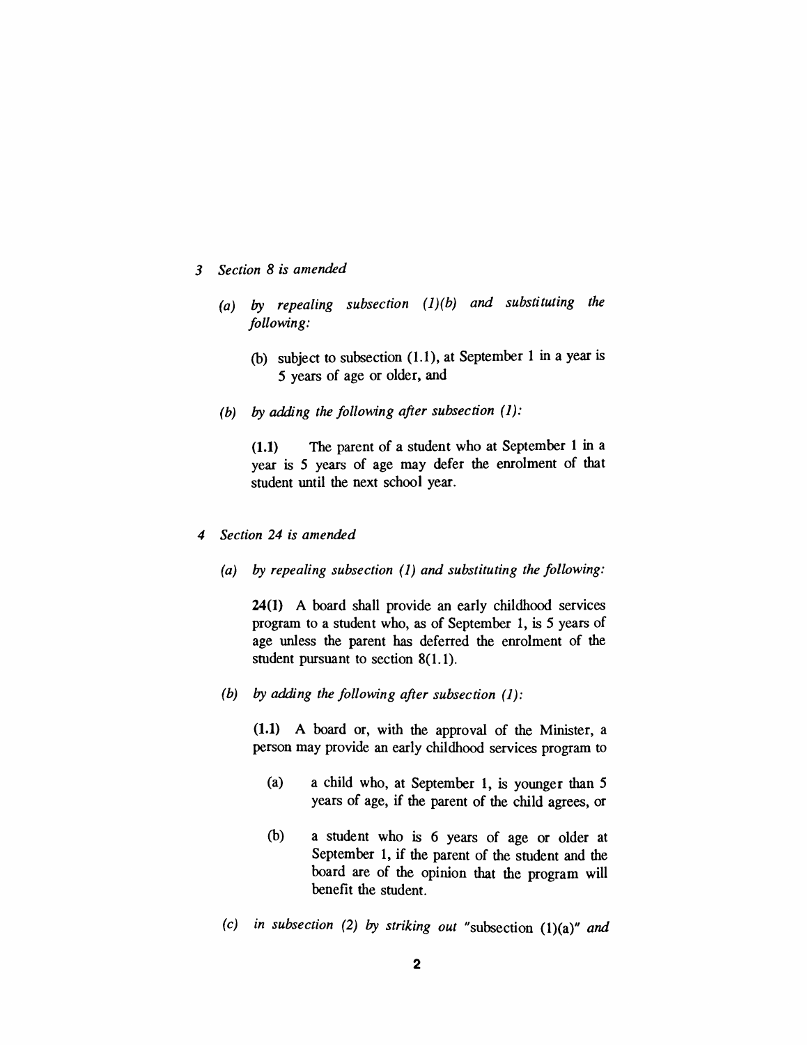*3 Section 8 is amended*

*(a) by repealing subsection (1)(b) and substituting the following:*

(b) subject to subsection (1.1), at September 1 in a year is 5 years of age or older, and

*(b) by adding the following after subsection (1):*

**(1.1)** The parent of a student who at September 1 in a year is 5 years of age may defer the enrolment of that student until the next school year.

*4 Section 24 is amended*

*(a) by repealing subsection (1) and substituting the following:*

**24(1)** A board shall provide an early childhood services program to a student who, as of September 1, is 5 years of age unless the parent has deferred the enrolment of the student pursuant to section 8(1.1).

*(b) by adding the following after subsection (1):*

**(1.1)** A board or, with the approval of the Minister, a person may provide an early childhood services program to

(a) a child who, at September 1, is younger than 5 years of age, if the parent of the child agrees, or

(b) a student who is 6 years of age or older at September 1, if the parent of the student and the board are of the opinion that the program will benefit the student.

*(c) in subsection (2) by striking out* "subsection (1)(a)" *and*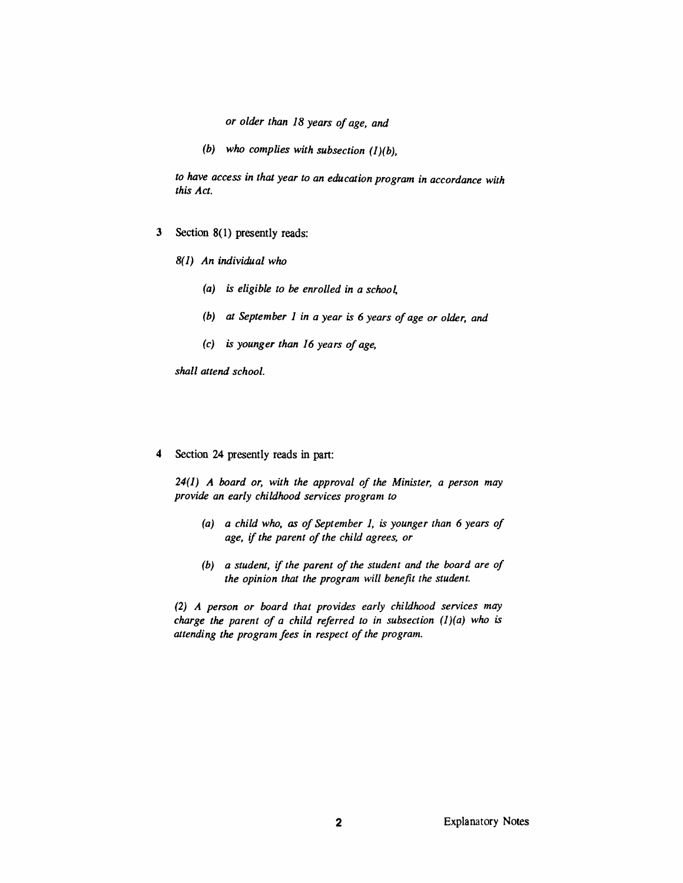*or older than 18 years of age, and*

*(b) who complies with subsection (1)(b),*

*to have access in that year to an education program in accordance with this Act.*

3 Section 8(1) presently reads:

*8(1) An individual who*

*(a) is eligible to be enrolled in a school,*

*(b) at September 1 in a year is 6 years of age or older, and*

*(c) is younger than 16 years of age,*

*shall attend school.*

4 Section 24 presently reads in part:

*24(1) A board or, with the approval of the Minister, a person may provide an early childhood services program to*

*(a) a child who, as of September 1, is younger than 6 years of age, if the parent of the child agrees, or*

*(b) a student, if the parent of the student and the board are of the opinion that the program will benefit the student.*

*(2) A person or board that provides early childhood services may charge the parent of a child referred to in subsection (1)(a) who is attending the program fees in respect of the program.*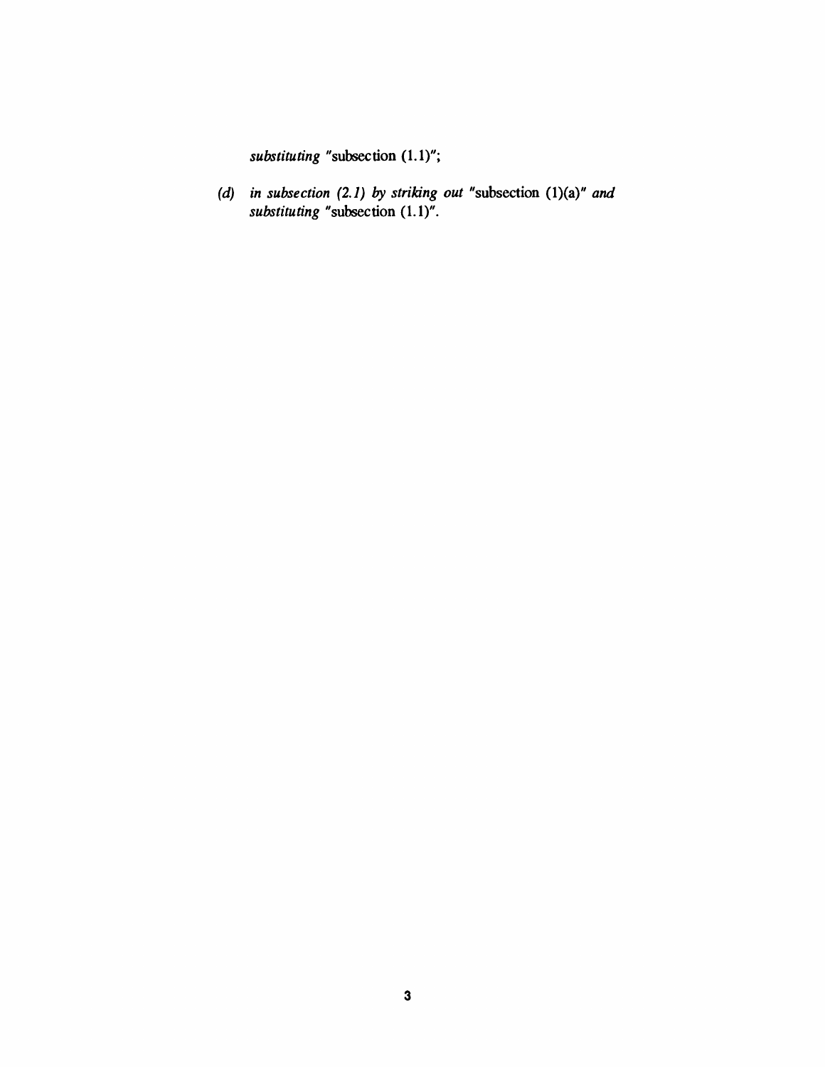*substituting* "subsection (1.1)";

(*d*) *in subsection (2.1) by striking out* "subsection (1)(a)" *and substituting* "subsection (1.1)".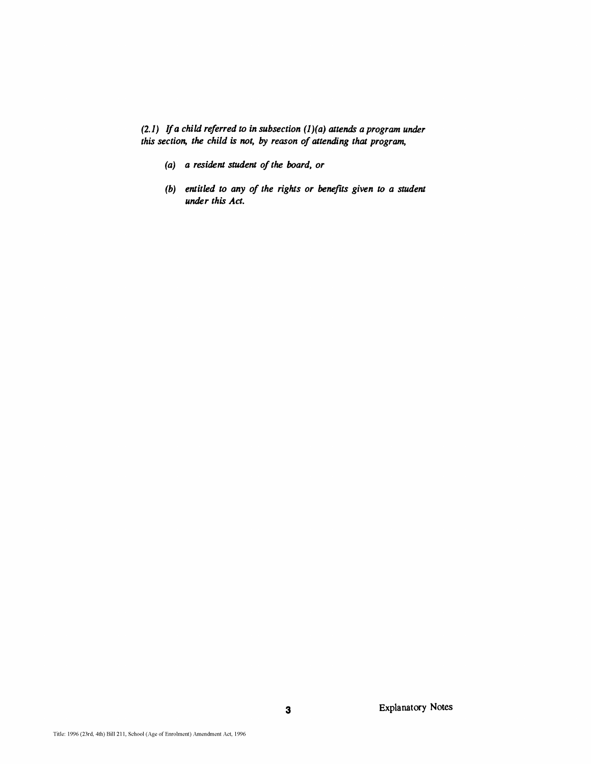*(2.1) If a child referred to in subsection (1)(a) attends a program under this section, the child is not, by reason of attending that program,*

*(a) a resident student of the board, or*

*(b) entitled to any of the rights or benefits given to a student under this Act.*